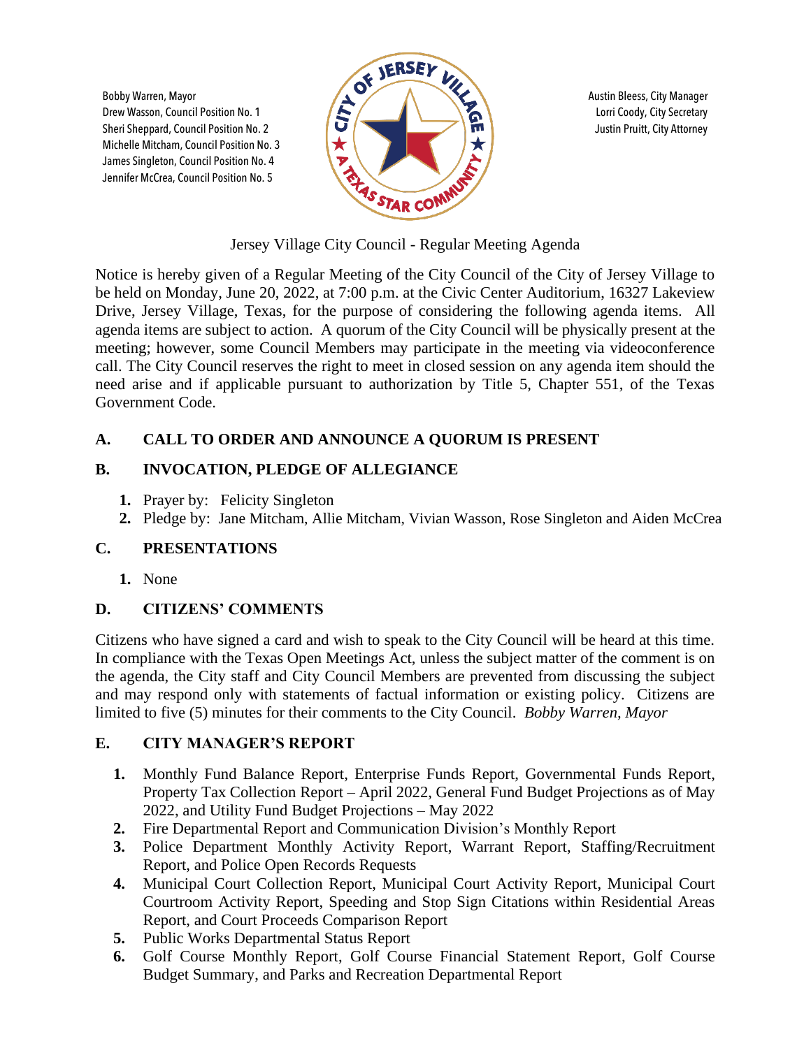Bobby Warren, Mayor
Drew Wasson, Council Position No. 1
Sheri Sheppard, Council Position No. 2
Michelle Mitcham, Council Position No. 3
James Singleton, Council Position No. 4
Jennifer McCrea, Council Position No. 5

Austin Bleess, City Manager
Lorri Coody, City Secretary
Justin Pruitt, City Attorney

Jersey Village City Council - Regular Meeting Agenda

Notice is hereby given of a Regular Meeting of the City Council of the City of Jersey Village to be held on Monday, June 20, 2022, at 7:00 p.m. at the Civic Center Auditorium, 16327 Lakeview Drive, Jersey Village, Texas, for the purpose of considering the following agenda items. All agenda items are subject to action. A quorum of the City Council will be physically present at the meeting; however, some Council Members may participate in the meeting via videoconference call. The City Council reserves the right to meet in closed session on any agenda item should the need arise and if applicable pursuant to authorization by Title 5, Chapter 551, of the Texas Government Code.

## A. CALL TO ORDER AND ANNOUNCE A QUORUM IS PRESENT

## B. INVOCATION, PLEDGE OF ALLEGIANCE

1. Prayer by: Felicity Singleton
2. Pledge by: Jane Mitcham, Allie Mitcham, Vivian Wasson, Rose Singleton and Aiden McCrea

## C. PRESENTATIONS

1. None

## D. CITIZENS' COMMENTS

Citizens who have signed a card and wish to speak to the City Council will be heard at this time. In compliance with the Texas Open Meetings Act, unless the subject matter of the comment is on the agenda, the City staff and City Council Members are prevented from discussing the subject and may respond only with statements of factual information or existing policy. Citizens are limited to five (5) minutes for their comments to the City Council. *Bobby Warren, Mayor*

## E. CITY MANAGER'S REPORT

1. Monthly Fund Balance Report, Enterprise Funds Report, Governmental Funds Report, Property Tax Collection Report – April 2022, General Fund Budget Projections as of May 2022, and Utility Fund Budget Projections – May 2022
2. Fire Departmental Report and Communication Division's Monthly Report
3. Police Department Monthly Activity Report, Warrant Report, Staffing/Recruitment Report, and Police Open Records Requests
4. Municipal Court Collection Report, Municipal Court Activity Report, Municipal Court Courtroom Activity Report, Speeding and Stop Sign Citations within Residential Areas Report, and Court Proceeds Comparison Report
5. Public Works Departmental Status Report
6. Golf Course Monthly Report, Golf Course Financial Statement Report, Golf Course Budget Summary, and Parks and Recreation Departmental Report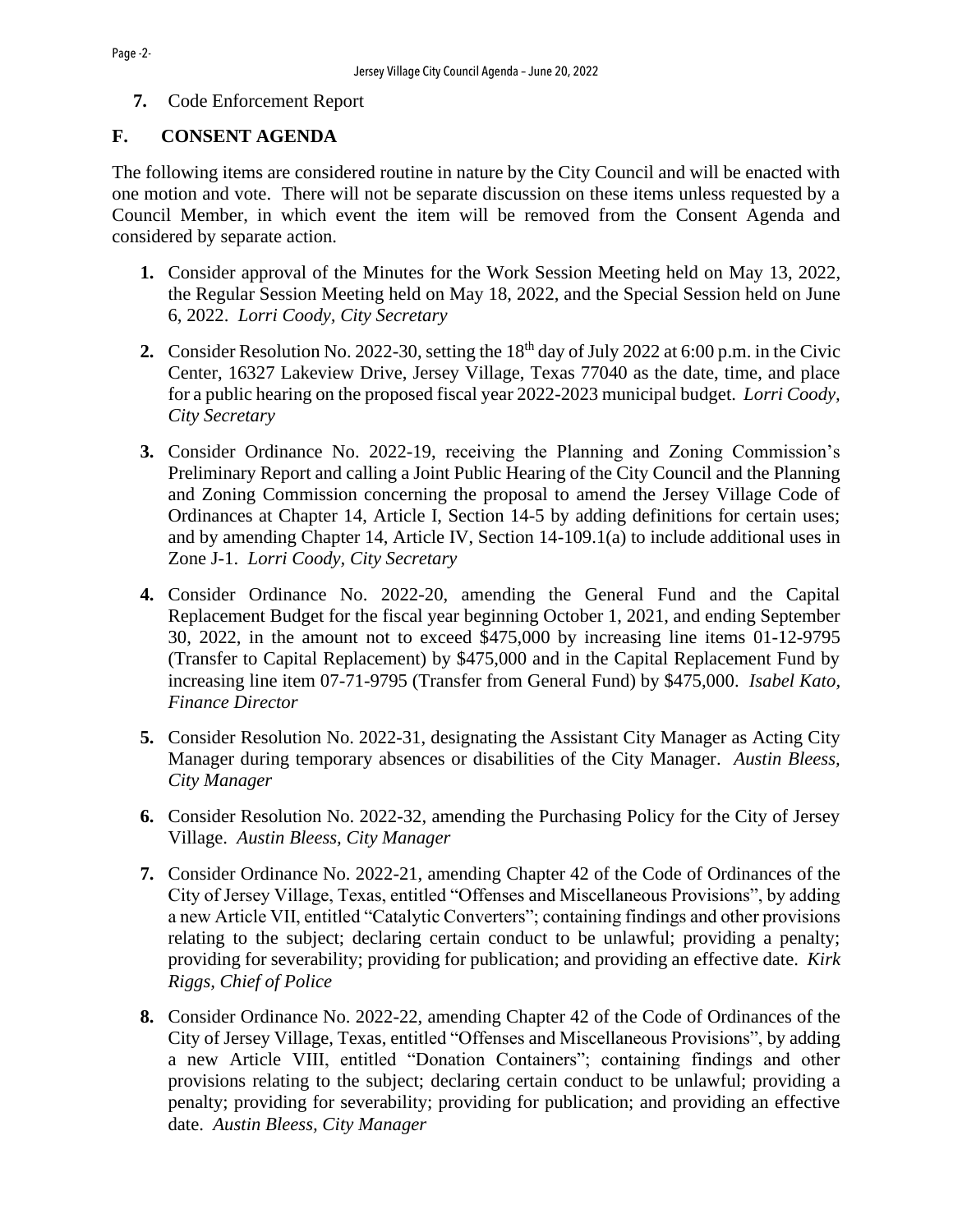7. Code Enforcement Report

## F. CONSENT AGENDA

The following items are considered routine in nature by the City Council and will be enacted with one motion and vote. There will not be separate discussion on these items unless requested by a Council Member, in which event the item will be removed from the Consent Agenda and considered by separate action.

1. Consider approval of the Minutes for the Work Session Meeting held on May 13, 2022, the Regular Session Meeting held on May 18, 2022, and the Special Session held on June 6, 2022. *Lorri Coody, City Secretary*

2. Consider Resolution No. 2022-30, setting the 18th day of July 2022 at 6:00 p.m. in the Civic Center, 16327 Lakeview Drive, Jersey Village, Texas 77040 as the date, time, and place for a public hearing on the proposed fiscal year 2022-2023 municipal budget. *Lorri Coody, City Secretary*

3. Consider Ordinance No. 2022-19, receiving the Planning and Zoning Commission's Preliminary Report and calling a Joint Public Hearing of the City Council and the Planning and Zoning Commission concerning the proposal to amend the Jersey Village Code of Ordinances at Chapter 14, Article I, Section 14-5 by adding definitions for certain uses; and by amending Chapter 14, Article IV, Section 14-109.1(a) to include additional uses in Zone J-1. *Lorri Coody, City Secretary*

4. Consider Ordinance No. 2022-20, amending the General Fund and the Capital Replacement Budget for the fiscal year beginning October 1, 2021, and ending September 30, 2022, in the amount not to exceed $475,000 by increasing line items 01-12-9795 (Transfer to Capital Replacement) by $475,000 and in the Capital Replacement Fund by increasing line item 07-71-9795 (Transfer from General Fund) by $475,000. *Isabel Kato, Finance Director*

5. Consider Resolution No. 2022-31, designating the Assistant City Manager as Acting City Manager during temporary absences or disabilities of the City Manager. *Austin Bleess, City Manager*

6. Consider Resolution No. 2022-32, amending the Purchasing Policy for the City of Jersey Village. *Austin Bleess, City Manager*

7. Consider Ordinance No. 2022-21, amending Chapter 42 of the Code of Ordinances of the City of Jersey Village, Texas, entitled "Offenses and Miscellaneous Provisions", by adding a new Article VII, entitled "Catalytic Converters"; containing findings and other provisions relating to the subject; declaring certain conduct to be unlawful; providing a penalty; providing for severability; providing for publication; and providing an effective date. *Kirk Riggs, Chief of Police*

8. Consider Ordinance No. 2022-22, amending Chapter 42 of the Code of Ordinances of the City of Jersey Village, Texas, entitled "Offenses and Miscellaneous Provisions", by adding a new Article VIII, entitled "Donation Containers"; containing findings and other provisions relating to the subject; declaring certain conduct to be unlawful; providing a penalty; providing for severability; providing for publication; and providing an effective date. *Austin Bleess, City Manager*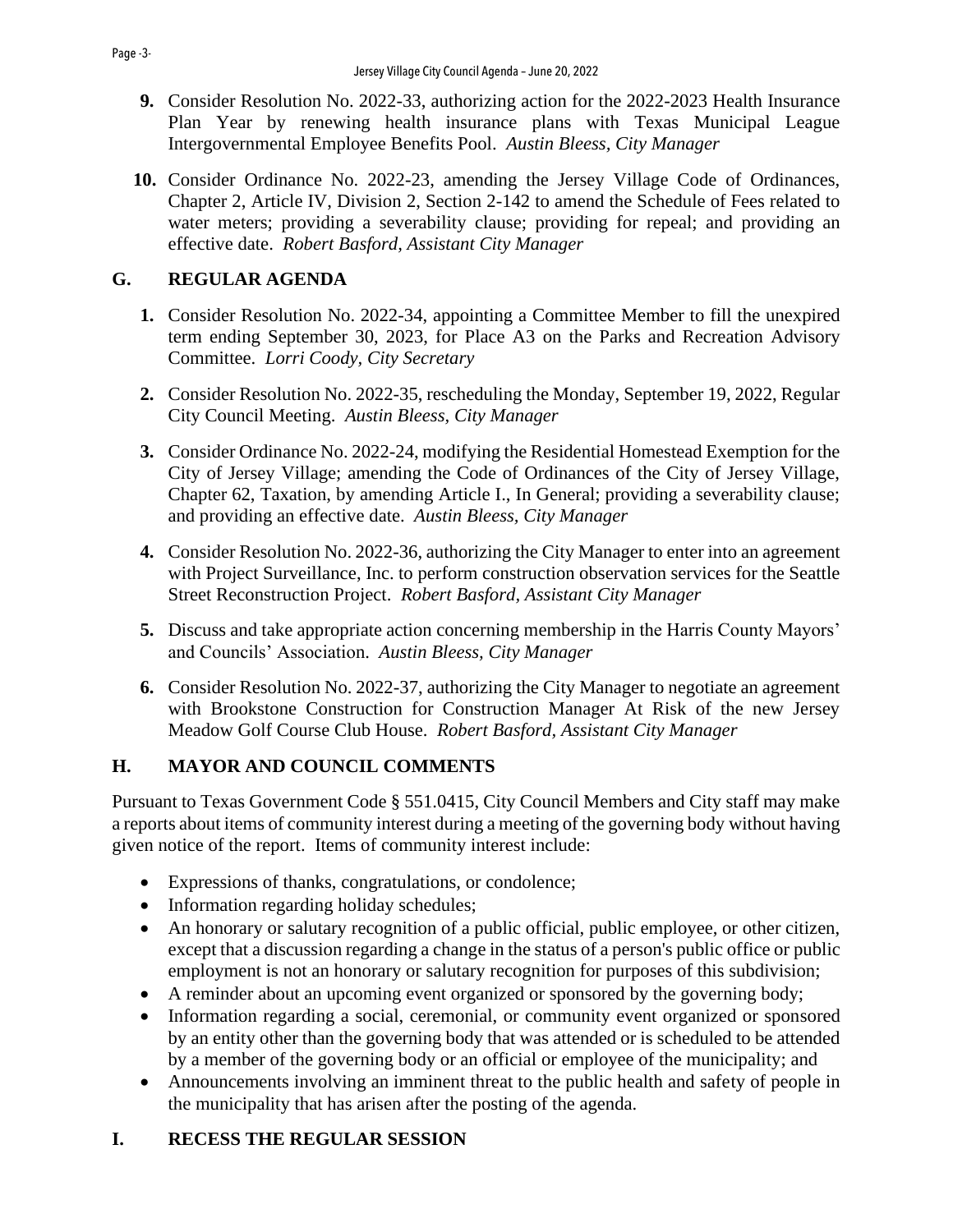9. **Consider Resolution No. 2022-33**, authorizing action for the 2022-2023 Health Insurance Plan Year by renewing health insurance plans with Texas Municipal League Intergovernmental Employee Benefits Pool. *Austin Bleess, City Manager*

10. Consider Ordinance No. 2022-23, amending the Jersey Village Code of Ordinances, Chapter 2, Article IV, Division 2, Section 2-142 to amend the Schedule of Fees related to water meters; providing a severability clause; providing for repeal; and providing an effective date. *Robert Basford, Assistant City Manager*

## G. REGULAR AGENDA

1. Consider Resolution No. 2022-34, appointing a Committee Member to fill the unexpired term ending September 30, 2023, for Place A3 on the Parks and Recreation Advisory Committee. *Lorri Coody, City Secretary*

2. Consider Resolution No. 2022-35, rescheduling the Monday, September 19, 2022, Regular City Council Meeting. *Austin Bleess, City Manager*

3. Consider Ordinance No. 2022-24, modifying the Residential Homestead Exemption for the City of Jersey Village; amending the Code of Ordinances of the City of Jersey Village, Chapter 62, Taxation, by amending Article I., In General; providing a severability clause; and providing an effective date. *Austin Bleess, City Manager*

4. Consider Resolution No. 2022-36, authorizing the City Manager to enter into an agreement with Project Surveillance, Inc. to perform construction observation services for the Seattle Street Reconstruction Project. *Robert Basford, Assistant City Manager*

5. Discuss and take appropriate action concerning membership in the Harris County Mayors' and Councils' Association. *Austin Bleess, City Manager*

6. Consider Resolution No. 2022-37, authorizing the City Manager to negotiate an agreement with Brookstone Construction for Construction Manager At Risk of the new Jersey Meadow Golf Course Club House. *Robert Basford, Assistant City Manager*

## H. MAYOR AND COUNCIL COMMENTS

Pursuant to Texas Government Code § 551.0415, City Council Members and City staff may make a reports about items of community interest during a meeting of the governing body without having given notice of the report. Items of community interest include:

- Expressions of thanks, congratulations, or condolence;
- Information regarding holiday schedules;
- An honorary or salutary recognition of a public official, public employee, or other citizen, except that a discussion regarding a change in the status of a person's public office or public employment is not an honorary or salutary recognition for purposes of this subdivision;
- A reminder about an upcoming event organized or sponsored by the governing body;
- Information regarding a social, ceremonial, or community event organized or sponsored by an entity other than the governing body that was attended or is scheduled to be attended by a member of the governing body or an official or employee of the municipality; and
- Announcements involving an imminent threat to the public health and safety of people in the municipality that has arisen after the posting of the agenda.

## I. RECESS THE REGULAR SESSION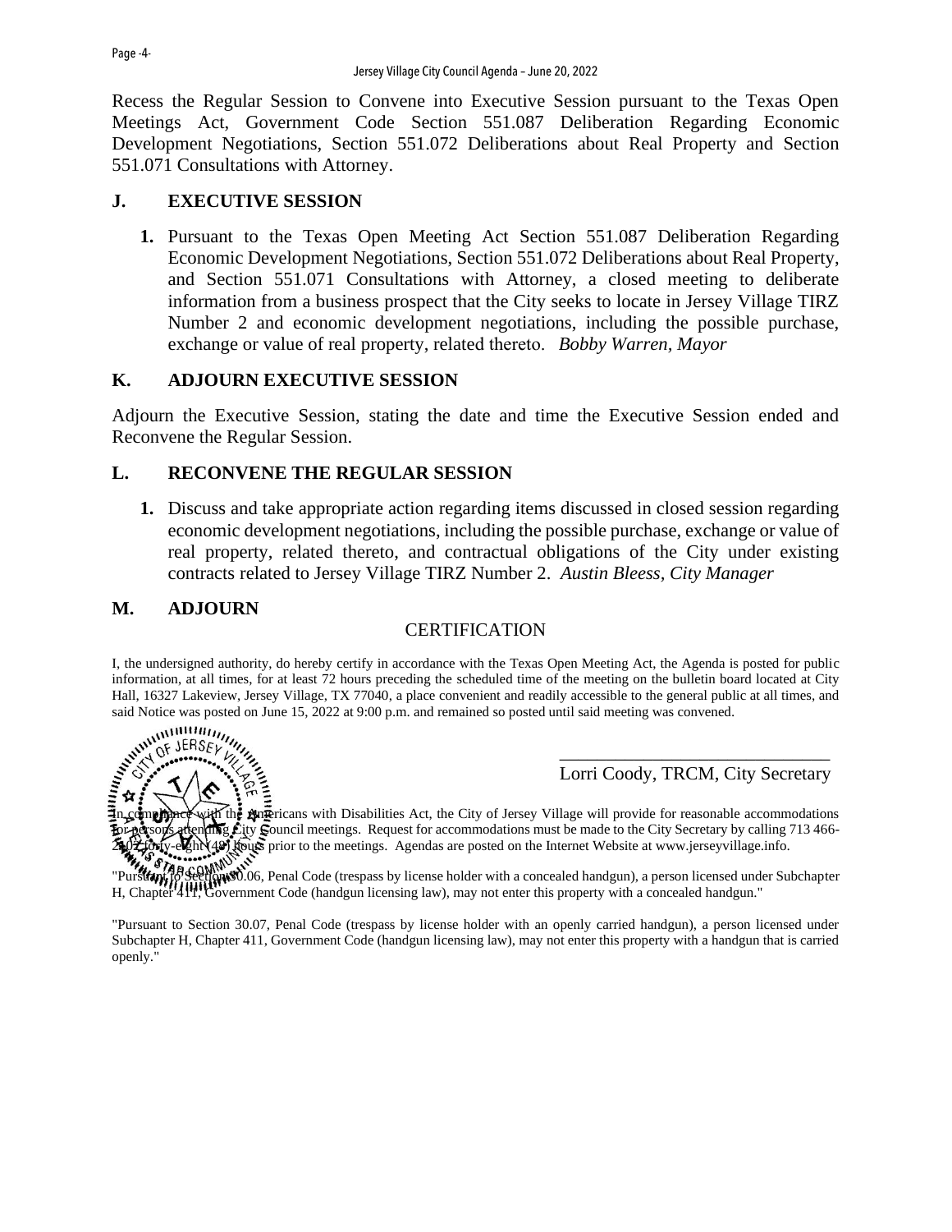Recess the Regular Session to Convene into Executive Session pursuant to the Texas Open Meetings Act, Government Code Section 551.087 Deliberation Regarding Economic Development Negotiations, Section 551.072 Deliberations about Real Property and Section 551.071 Consultations with Attorney.

## J. EXECUTIVE SESSION

1. Pursuant to the Texas Open Meeting Act Section 551.087 Deliberation Regarding Economic Development Negotiations, Section 551.072 Deliberations about Real Property, and Section 551.071 Consultations with Attorney, a closed meeting to deliberate information from a business prospect that the City seeks to locate in Jersey Village TIRZ Number 2 and economic development negotiations, including the possible purchase, exchange or value of real property, related thereto. *Bobby Warren, Mayor*

## K. ADJOURN EXECUTIVE SESSION

Adjourn the Executive Session, stating the date and time the Executive Session ended and Reconvene the Regular Session.

## L. RECONVENE THE REGULAR SESSION

1. Discuss and take appropriate action regarding items discussed in closed session regarding economic development negotiations, including the possible purchase, exchange or value of real property, related thereto, and contractual obligations of the City under existing contracts related to Jersey Village TIRZ Number 2. *Austin Bleess, City Manager*

## M. ADJOURN

### CERTIFICATION

I, the undersigned authority, do hereby certify in accordance with the Texas Open Meeting Act, the Agenda is posted for public information, at all times, for at least 72 hours preceding the scheduled time of the meeting on the bulletin board located at City Hall, 16327 Lakeview, Jersey Village, TX 77040, a place convenient and readily accessible to the general public at all times, and said Notice was posted on June 15, 2022 at 9:00 p.m. and remained so posted until said meeting was convened.

\_\_\_\_\_\_\_\_\_\_\_\_\_\_\_\_\_\_\_\_\_\_\_\_\_\_\_\_\_\_

Lorri Coody, TRCM, City Secretary

In compliance with the Americans with Disabilities Act, the City of Jersey Village will provide for reasonable accommodations for persons attending City Council meetings. Request for accommodations must be made to the City Secretary by calling 713 466-2102 forty-eight (48) hours prior to the meetings. Agendas are posted on the Internet Website at www.jerseyvillage.info.

"Pursuant to Section 30.06, Penal Code (trespass by license holder with a concealed handgun), a person licensed under Subchapter H, Chapter 411, Government Code (handgun licensing law), may not enter this property with a concealed handgun."

"Pursuant to Section 30.07, Penal Code (trespass by license holder with an openly carried handgun), a person licensed under Subchapter H, Chapter 411, Government Code (handgun licensing law), may not enter this property with a handgun that is carried openly."